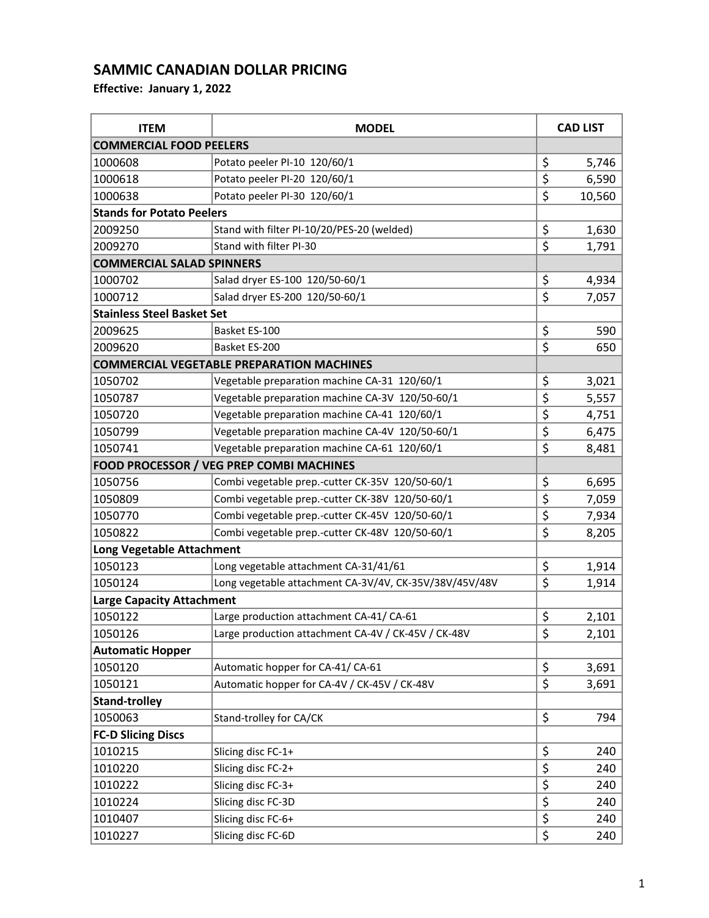# SAMMIC CANADIAN DOLLAR PRICING

**Effective: January 1, 2022**

| ITEM | MODEL | CAD LIST |
|---|---|---|
| **COMMERCIAL FOOD PEELERS** | | |
| 1000608 | Potato peeler PI-10 120/60/1 | $ 5,746 |
| 1000618 | Potato peeler PI-20 120/60/1 | $ 6,590 |
| 1000638 | Potato peeler PI-30 120/60/1 | $ 10,560 |
| **Stands for Potato Peelers** | | |
| 2009250 | Stand with filter PI-10/20/PES-20 (welded) | $ 1,630 |
| 2009270 | Stand with filter PI-30 | $ 1,791 |
| **COMMERCIAL SALAD SPINNERS** | | |
| 1000702 | Salad dryer ES-100 120/50-60/1 | $ 4,934 |
| 1000712 | Salad dryer ES-200 120/50-60/1 | $ 7,057 |
| **Stainless Steel Basket Set** | | |
| 2009625 | Basket ES-100 | $ 590 |
| 2009620 | Basket ES-200 | $ 650 |
| **COMMERCIAL VEGETABLE PREPARATION MACHINES** | | |
| 1050702 | Vegetable preparation machine CA-31 120/60/1 | $ 3,021 |
| 1050787 | Vegetable preparation machine CA-3V 120/50-60/1 | $ 5,557 |
| 1050720 | Vegetable preparation machine CA-41 120/60/1 | $ 4,751 |
| 1050799 | Vegetable preparation machine CA-4V 120/50-60/1 | $ 6,475 |
| 1050741 | Vegetable preparation machine CA-61 120/60/1 | $ 8,481 |
| **FOOD PROCESSOR / VEG PREP COMBI MACHINES** | | |
| 1050756 | Combi vegetable prep.-cutter CK-35V 120/50-60/1 | $ 6,695 |
| 1050809 | Combi vegetable prep.-cutter CK-38V 120/50-60/1 | $ 7,059 |
| 1050770 | Combi vegetable prep.-cutter CK-45V 120/50-60/1 | $ 7,934 |
| 1050822 | Combi vegetable prep.-cutter CK-48V 120/50-60/1 | $ 8,205 |
| **Long Vegetable Attachment** | | |
| 1050123 | Long vegetable attachment CA-31/41/61 | $ 1,914 |
| 1050124 | Long vegetable attachment CA-3V/4V, CK-35V/38V/45V/48V | $ 1,914 |
| **Large Capacity Attachment** | | |
| 1050122 | Large production attachment CA-41/ CA-61 | $ 2,101 |
| 1050126 | Large production attachment CA-4V / CK-45V / CK-48V | $ 2,101 |
| **Automatic Hopper** | | |
| 1050120 | Automatic hopper for CA-41/ CA-61 | $ 3,691 |
| 1050121 | Automatic hopper for CA-4V / CK-45V / CK-48V | $ 3,691 |
| **Stand-trolley** | | |
| 1050063 | Stand-trolley for CA/CK | $ 794 |
| **FC-D Slicing Discs** | | |
| 1010215 | Slicing disc FC-1+ | $ 240 |
| 1010220 | Slicing disc FC-2+ | $ 240 |
| 1010222 | Slicing disc FC-3+ | $ 240 |
| 1010224 | Slicing disc FC-3D | $ 240 |
| 1010407 | Slicing disc FC-6+ | $ 240 |
| 1010227 | Slicing disc FC-6D | $ 240 |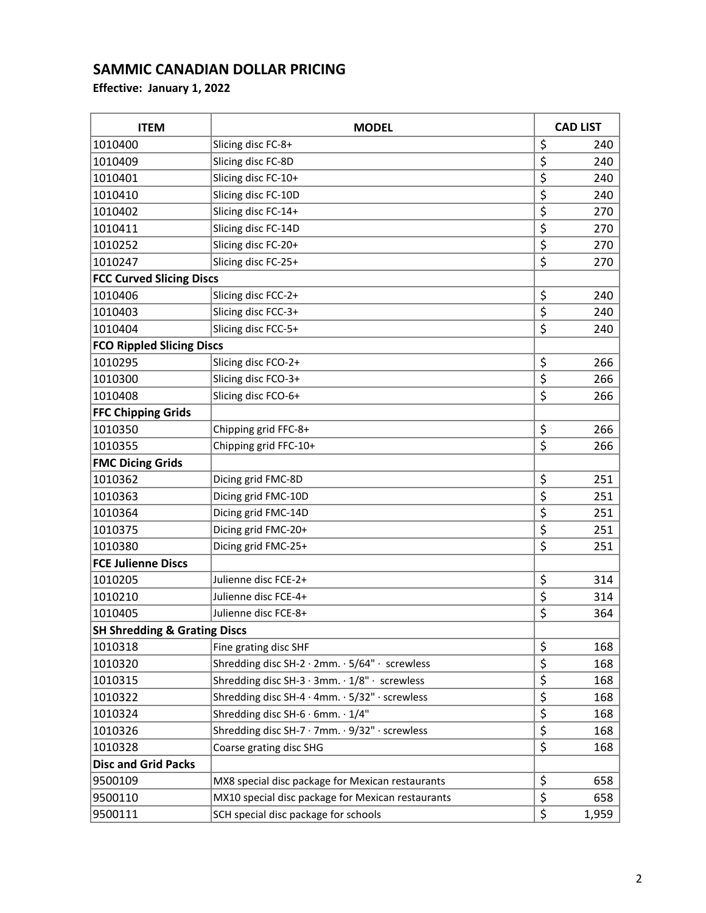# SAMMIC CANADIAN DOLLAR PRICING

**Effective: January 1, 2022**

| ITEM | MODEL | CAD LIST |
|---|---|---|
| 1010400 | Slicing disc FC-8+ | $ 240 |
| 1010409 | Slicing disc FC-8D | $ 240 |
| 1010401 | Slicing disc FC-10+ | $ 240 |
| 1010410 | Slicing disc FC-10D | $ 240 |
| 1010402 | Slicing disc FC-14+ | $ 270 |
| 1010411 | Slicing disc FC-14D | $ 270 |
| 1010252 | Slicing disc FC-20+ | $ 270 |
| 1010247 | Slicing disc FC-25+ | $ 270 |
| **FCC Curved Slicing Discs** | | |
| 1010406 | Slicing disc FCC-2+ | $ 240 |
| 1010403 | Slicing disc FCC-3+ | $ 240 |
| 1010404 | Slicing disc FCC-5+ | $ 240 |
| **FCO Rippled Slicing Discs** | | |
| 1010295 | Slicing disc FCO-2+ | $ 266 |
| 1010300 | Slicing disc FCO-3+ | $ 266 |
| 1010408 | Slicing disc FCO-6+ | $ 266 |
| **FFC Chipping Grids** | | |
| 1010350 | Chipping grid FFC-8+ | $ 266 |
| 1010355 | Chipping grid FFC-10+ | $ 266 |
| **FMC Dicing Grids** | | |
| 1010362 | Dicing grid FMC-8D | $ 251 |
| 1010363 | Dicing grid FMC-10D | $ 251 |
| 1010364 | Dicing grid FMC-14D | $ 251 |
| 1010375 | Dicing grid FMC-20+ | $ 251 |
| 1010380 | Dicing grid FMC-25+ | $ 251 |
| **FCE Julienne Discs** | | |
| 1010205 | Julienne disc FCE-2+ | $ 314 |
| 1010210 | Julienne disc FCE-4+ | $ 314 |
| 1010405 | Julienne disc FCE-8+ | $ 364 |
| **SH Shredding & Grating Discs** | | |
| 1010318 | Fine grating disc SHF | $ 168 |
| 1010320 | Shredding disc SH-2 · 2mm. · 5/64" · screwless | $ 168 |
| 1010315 | Shredding disc SH-3 · 3mm. · 1/8" · screwless | $ 168 |
| 1010322 | Shredding disc SH-4 · 4mm. · 5/32" · screwless | $ 168 |
| 1010324 | Shredding disc SH-6 · 6mm. · 1/4" | $ 168 |
| 1010326 | Shredding disc SH-7 · 7mm. · 9/32" · screwless | $ 168 |
| 1010328 | Coarse grating disc SHG | $ 168 |
| **Disc and Grid Packs** | | |
| 9500109 | MX8 special disc package for Mexican restaurants | $ 658 |
| 9500110 | MX10 special disc package for Mexican restaurants | $ 658 |
| 9500111 | SCH special disc package for schools | $ 1,959 |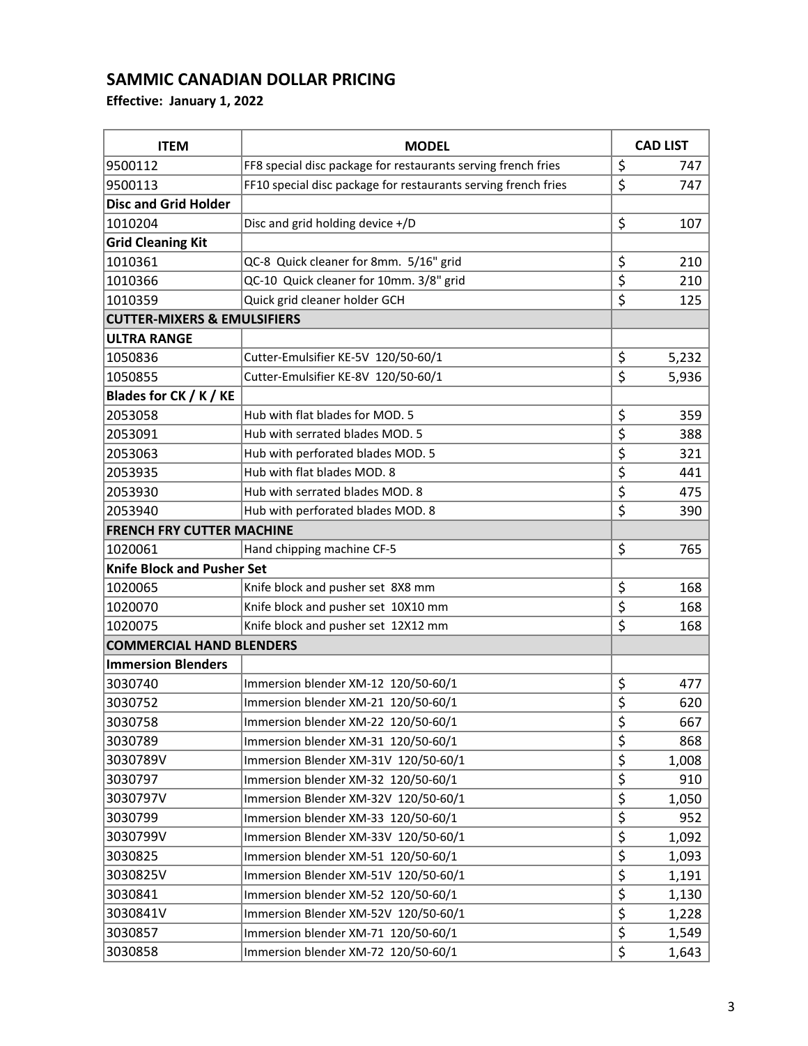# SAMMIC CANADIAN DOLLAR PRICING

**Effective: January 1, 2022**

| ITEM | MODEL | CAD LIST |
|---|---|---|
| 9500112 | FF8 special disc package for restaurants serving french fries | $ 747 |
| 9500113 | FF10 special disc package for restaurants serving french fries | $ 747 |
| **Disc and Grid Holder** | | |
| 1010204 | Disc and grid holding device +/D | $ 107 |
| **Grid Cleaning Kit** | | |
| 1010361 | QC-8 Quick cleaner for 8mm. 5/16" grid | $ 210 |
| 1010366 | QC-10 Quick cleaner for 10mm. 3/8" grid | $ 210 |
| 1010359 | Quick grid cleaner holder GCH | $ 125 |
| **CUTTER-MIXERS & EMULSIFIERS** | | |
| **ULTRA RANGE** | | |
| 1050836 | Cutter-Emulsifier KE-5V 120/50-60/1 | $ 5,232 |
| 1050855 | Cutter-Emulsifier KE-8V 120/50-60/1 | $ 5,936 |
| **Blades for CK / K / KE** | | |
| 2053058 | Hub with flat blades for MOD. 5 | $ 359 |
| 2053091 | Hub with serrated blades MOD. 5 | $ 388 |
| 2053063 | Hub with perforated blades MOD. 5 | $ 321 |
| 2053935 | Hub with flat blades MOD. 8 | $ 441 |
| 2053930 | Hub with serrated blades MOD. 8 | $ 475 |
| 2053940 | Hub with perforated blades MOD. 8 | $ 390 |
| **FRENCH FRY CUTTER MACHINE** | | |
| 1020061 | Hand chipping machine CF-5 | $ 765 |
| **Knife Block and Pusher Set** | | |
| 1020065 | Knife block and pusher set 8X8 mm | $ 168 |
| 1020070 | Knife block and pusher set 10X10 mm | $ 168 |
| 1020075 | Knife block and pusher set 12X12 mm | $ 168 |
| **COMMERCIAL HAND BLENDERS** | | |
| **Immersion Blenders** | | |
| 3030740 | Immersion blender XM-12 120/50-60/1 | $ 477 |
| 3030752 | Immersion blender XM-21 120/50-60/1 | $ 620 |
| 3030758 | Immersion blender XM-22 120/50-60/1 | $ 667 |
| 3030789 | Immersion blender XM-31 120/50-60/1 | $ 868 |
| 3030789V | Immersion Blender XM-31V 120/50-60/1 | $ 1,008 |
| 3030797 | Immersion blender XM-32 120/50-60/1 | $ 910 |
| 3030797V | Immersion Blender XM-32V 120/50-60/1 | $ 1,050 |
| 3030799 | Immersion blender XM-33 120/50-60/1 | $ 952 |
| 3030799V | Immersion Blender XM-33V 120/50-60/1 | $ 1,092 |
| 3030825 | Immersion blender XM-51 120/50-60/1 | $ 1,093 |
| 3030825V | Immersion Blender XM-51V 120/50-60/1 | $ 1,191 |
| 3030841 | Immersion blender XM-52 120/50-60/1 | $ 1,130 |
| 3030841V | Immersion Blender XM-52V 120/50-60/1 | $ 1,228 |
| 3030857 | Immersion blender XM-71 120/50-60/1 | $ 1,549 |
| 3030858 | Immersion blender XM-72 120/50-60/1 | $ 1,643 |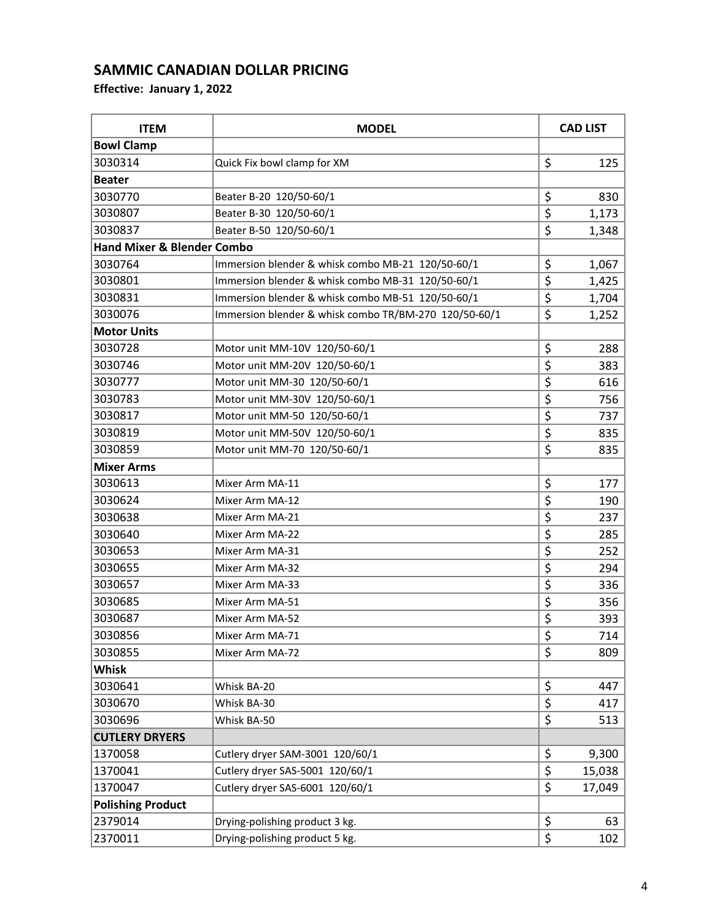## SAMMIC CANADIAN DOLLAR PRICING

**Effective: January 1, 2022**

| ITEM | MODEL | CAD LIST |
|---|---|---|
| **Bowl Clamp** | | |
| 3030314 | Quick Fix bowl clamp for XM | $ 125 |
| **Beater** | | |
| 3030770 | Beater B-20 120/50-60/1 | $ 830 |
| 3030807 | Beater B-30 120/50-60/1 | $ 1,173 |
| 3030837 | Beater B-50 120/50-60/1 | $ 1,348 |
| **Hand Mixer & Blender Combo** | | |
| 3030764 | Immersion blender & whisk combo MB-21 120/50-60/1 | $ 1,067 |
| 3030801 | Immersion blender & whisk combo MB-31 120/50-60/1 | $ 1,425 |
| 3030831 | Immersion blender & whisk combo MB-51 120/50-60/1 | $ 1,704 |
| 3030076 | Immersion blender & whisk combo TR/BM-270 120/50-60/1 | $ 1,252 |
| **Motor Units** | | |
| 3030728 | Motor unit MM-10V 120/50-60/1 | $ 288 |
| 3030746 | Motor unit MM-20V 120/50-60/1 | $ 383 |
| 3030777 | Motor unit MM-30 120/50-60/1 | $ 616 |
| 3030783 | Motor unit MM-30V 120/50-60/1 | $ 756 |
| 3030817 | Motor unit MM-50 120/50-60/1 | $ 737 |
| 3030819 | Motor unit MM-50V 120/50-60/1 | $ 835 |
| 3030859 | Motor unit MM-70 120/50-60/1 | $ 835 |
| **Mixer Arms** | | |
| 3030613 | Mixer Arm MA-11 | $ 177 |
| 3030624 | Mixer Arm MA-12 | $ 190 |
| 3030638 | Mixer Arm MA-21 | $ 237 |
| 3030640 | Mixer Arm MA-22 | $ 285 |
| 3030653 | Mixer Arm MA-31 | $ 252 |
| 3030655 | Mixer Arm MA-32 | $ 294 |
| 3030657 | Mixer Arm MA-33 | $ 336 |
| 3030685 | Mixer Arm MA-51 | $ 356 |
| 3030687 | Mixer Arm MA-52 | $ 393 |
| 3030856 | Mixer Arm MA-71 | $ 714 |
| 3030855 | Mixer Arm MA-72 | $ 809 |
| **Whisk** | | |
| 3030641 | Whisk BA-20 | $ 447 |
| 3030670 | Whisk BA-30 | $ 417 |
| 3030696 | Whisk BA-50 | $ 513 |
| **CUTLERY DRYERS** | | |
| 1370058 | Cutlery dryer SAM-3001 120/60/1 | $ 9,300 |
| 1370041 | Cutlery dryer SAS-5001 120/60/1 | $ 15,038 |
| 1370047 | Cutlery dryer SAS-6001 120/60/1 | $ 17,049 |
| **Polishing Product** | | |
| 2379014 | Drying-polishing product 3 kg. | $ 63 |
| 2370011 | Drying-polishing product 5 kg. | $ 102 |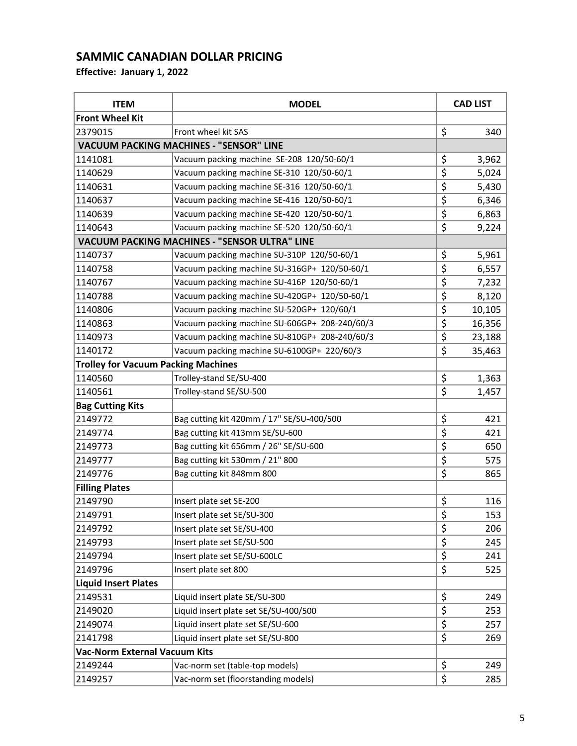## SAMMIC CANADIAN DOLLAR PRICING

**Effective: January 1, 2022**

| ITEM | MODEL | CAD LIST |
|---|---|---|
| **Front Wheel Kit** | | |
| 2379015 | Front wheel kit SAS | $ 340 |
| **VACUUM PACKING MACHINES - "SENSOR" LINE** | | |
| 1141081 | Vacuum packing machine SE-208 120/50-60/1 | $ 3,962 |
| 1140629 | Vacuum packing machine SE-310 120/50-60/1 | $ 5,024 |
| 1140631 | Vacuum packing machine SE-316 120/50-60/1 | $ 5,430 |
| 1140637 | Vacuum packing machine SE-416 120/50-60/1 | $ 6,346 |
| 1140639 | Vacuum packing machine SE-420 120/50-60/1 | $ 6,863 |
| 1140643 | Vacuum packing machine SE-520 120/50-60/1 | $ 9,224 |
| **VACUUM PACKING MACHINES - "SENSOR ULTRA" LINE** | | |
| 1140737 | Vacuum packing machine SU-310P 120/50-60/1 | $ 5,961 |
| 1140758 | Vacuum packing machine SU-316GP+ 120/50-60/1 | $ 6,557 |
| 1140767 | Vacuum packing machine SU-416P 120/50-60/1 | $ 7,232 |
| 1140788 | Vacuum packing machine SU-420GP+ 120/50-60/1 | $ 8,120 |
| 1140806 | Vacuum packing machine SU-520GP+ 120/60/1 | $ 10,105 |
| 1140863 | Vacuum packing machine SU-606GP+ 208-240/60/3 | $ 16,356 |
| 1140973 | Vacuum packing machine SU-810GP+ 208-240/60/3 | $ 23,188 |
| 1140172 | Vacuum packing machine SU-6100GP+ 220/60/3 | $ 35,463 |
| **Trolley for Vacuum Packing Machines** | | |
| 1140560 | Trolley-stand SE/SU-400 | $ 1,363 |
| 1140561 | Trolley-stand SE/SU-500 | $ 1,457 |
| **Bag Cutting Kits** | | |
| 2149772 | Bag cutting kit 420mm / 17" SE/SU-400/500 | $ 421 |
| 2149774 | Bag cutting kit 413mm SE/SU-600 | $ 421 |
| 2149773 | Bag cutting kit 656mm / 26" SE/SU-600 | $ 650 |
| 2149777 | Bag cutting kit 530mm / 21" 800 | $ 575 |
| 2149776 | Bag cutting kit 848mm 800 | $ 865 |
| **Filling Plates** | | |
| 2149790 | Insert plate set SE-200 | $ 116 |
| 2149791 | Insert plate set SE/SU-300 | $ 153 |
| 2149792 | Insert plate set SE/SU-400 | $ 206 |
| 2149793 | Insert plate set SE/SU-500 | $ 245 |
| 2149794 | Insert plate set SE/SU-600LC | $ 241 |
| 2149796 | Insert plate set 800 | $ 525 |
| **Liquid Insert Plates** | | |
| 2149531 | Liquid insert plate SE/SU-300 | $ 249 |
| 2149020 | Liquid insert plate set SE/SU-400/500 | $ 253 |
| 2149074 | Liquid insert plate set SE/SU-600 | $ 257 |
| 2141798 | Liquid insert plate set SE/SU-800 | $ 269 |
| **Vac-Norm External Vacuum Kits** | | |
| 2149244 | Vac-norm set (table-top models) | $ 249 |
| 2149257 | Vac-norm set (floorstanding models) | $ 285 |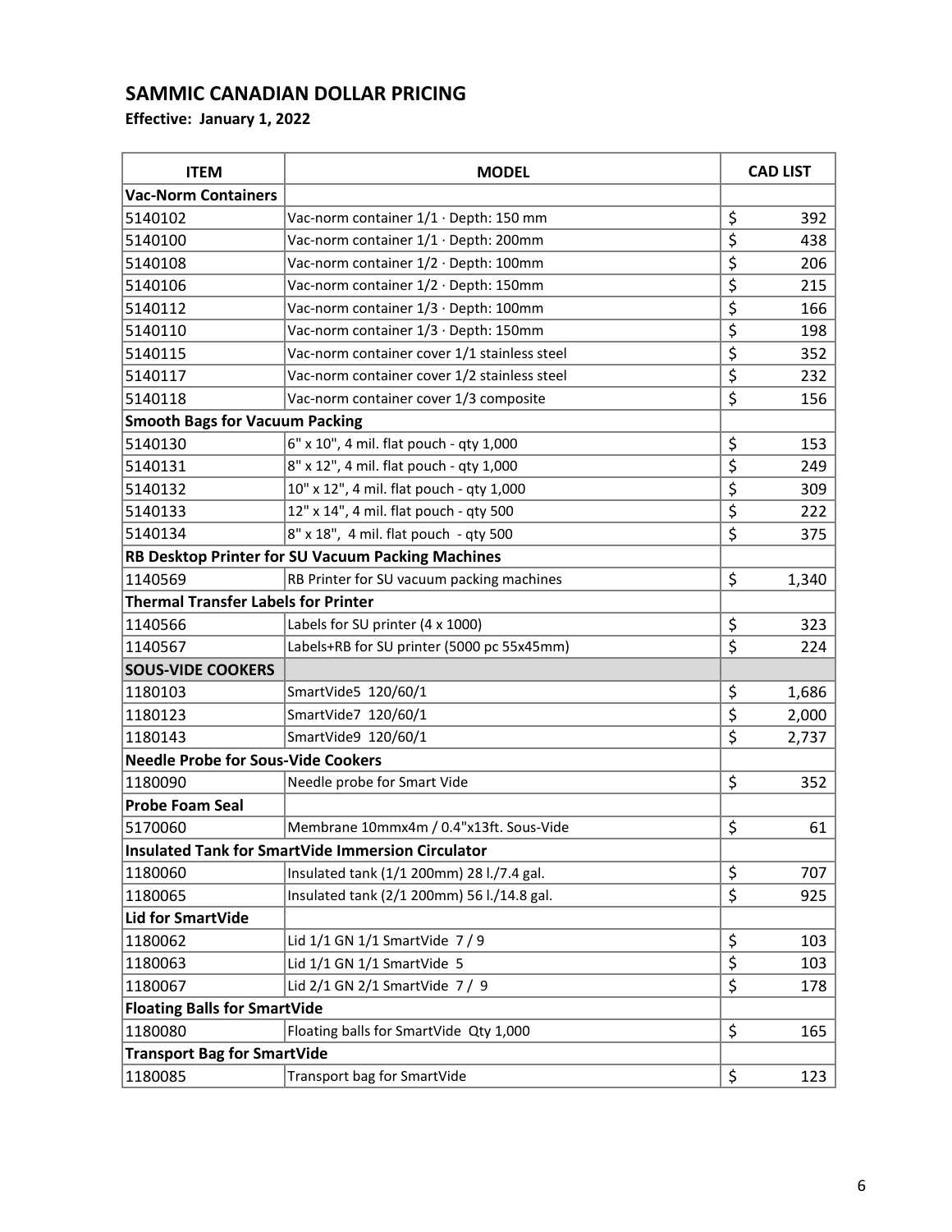## SAMMIC CANADIAN DOLLAR PRICING

**Effective: January 1, 2022**

| ITEM | MODEL | CAD LIST |
|---|---|---|
| **Vac-Norm Containers** | | |
| 5140102 | Vac-norm container 1/1 · Depth: 150 mm | $ 392 |
| 5140100 | Vac-norm container 1/1 · Depth: 200mm | $ 438 |
| 5140108 | Vac-norm container 1/2 · Depth: 100mm | $ 206 |
| 5140106 | Vac-norm container 1/2 · Depth: 150mm | $ 215 |
| 5140112 | Vac-norm container 1/3 · Depth: 100mm | $ 166 |
| 5140110 | Vac-norm container 1/3 · Depth: 150mm | $ 198 |
| 5140115 | Vac-norm container cover 1/1 stainless steel | $ 352 |
| 5140117 | Vac-norm container cover 1/2 stainless steel | $ 232 |
| 5140118 | Vac-norm container cover 1/3 composite | $ 156 |
| **Smooth Bags for Vacuum Packing** | | |
| 5140130 | 6" x 10", 4 mil. flat pouch - qty 1,000 | $ 153 |
| 5140131 | 8" x 12", 4 mil. flat pouch - qty 1,000 | $ 249 |
| 5140132 | 10" x 12", 4 mil. flat pouch - qty 1,000 | $ 309 |
| 5140133 | 12" x 14", 4 mil. flat pouch - qty 500 | $ 222 |
| 5140134 | 8" x 18", 4 mil. flat pouch - qty 500 | $ 375 |
| **RB Desktop Printer for SU Vacuum Packing Machines** | | |
| 1140569 | RB Printer for SU vacuum packing machines | $ 1,340 |
| **Thermal Transfer Labels for Printer** | | |
| 1140566 | Labels for SU printer (4 x 1000) | $ 323 |
| 1140567 | Labels+RB for SU printer (5000 pc 55x45mm) | $ 224 |
| **SOUS-VIDE COOKERS** | | |
| 1180103 | SmartVide5 120/60/1 | $ 1,686 |
| 1180123 | SmartVide7 120/60/1 | $ 2,000 |
| 1180143 | SmartVide9 120/60/1 | $ 2,737 |
| **Needle Probe for Sous-Vide Cookers** | | |
| 1180090 | Needle probe for Smart Vide | $ 352 |
| **Probe Foam Seal** | | |
| 5170060 | Membrane 10mmx4m / 0.4"x13ft. Sous-Vide | $ 61 |
| **Insulated Tank for SmartVide Immersion Circulator** | | |
| 1180060 | Insulated tank (1/1 200mm) 28 l./7.4 gal. | $ 707 |
| 1180065 | Insulated tank (2/1 200mm) 56 l./14.8 gal. | $ 925 |
| **Lid for SmartVide** | | |
| 1180062 | Lid 1/1 GN 1/1 SmartVide 7 / 9 | $ 103 |
| 1180063 | Lid 1/1 GN 1/1 SmartVide 5 | $ 103 |
| 1180067 | Lid 2/1 GN 2/1 SmartVide 7 / 9 | $ 178 |
| **Floating Balls for SmartVide** | | |
| 1180080 | Floating balls for SmartVide Qty 1,000 | $ 165 |
| **Transport Bag for SmartVide** | | |
| 1180085 | Transport bag for SmartVide | $ 123 |